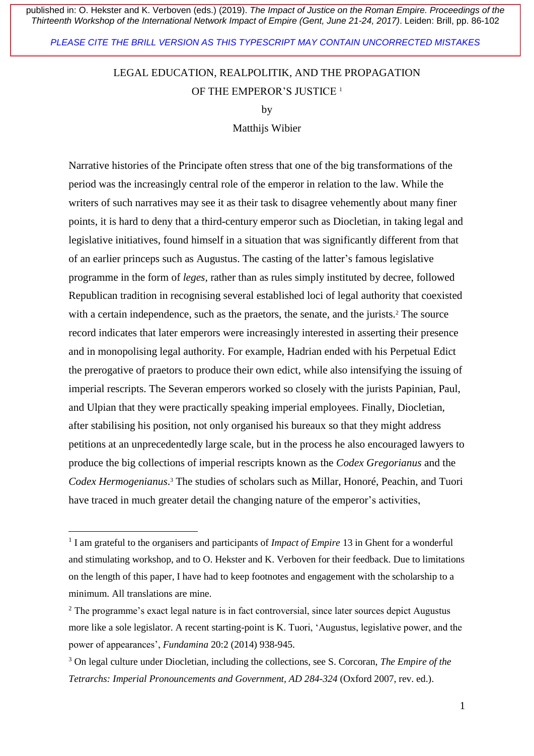published in: O. Hekster and K. Verboven (eds.) (2019). *The Impact of Justice on the Roman Empire. Proceedings of the Thirteenth Workshop of the International Network Impact of Empire (Gent, June 21-24, 2017)*. Leiden: Brill, pp. 86-102

PLEASE CITE THE BRILL VERSION AS THIS TYPESCRIPT MAY CONTAIN UNCORRECTED MISTAKES

# LEGAL EDUCATION, REALPOLITIK, AND THE PROPAGATION OF THE EMPEROR'S JUSTICE [1]

by

Matthijs Wibier

Narrative histories of the Principate often stress that one of the big transformations of the period was the increasingly central role of the emperor in relation to the law. While the writers of such narratives may see it as their task to disagree vehemently about many finer points, it is hard to deny that a third-century emperor such as Diocletian, in taking legal and legislative initiatives, found himself in a situation that was significantly different from that of an earlier princeps such as Augustus. The casting of the latter's famous legislative programme in the form of *leges*, rather than as rules simply instituted by decree, followed Republican tradition in recognising several established loci of legal authority that coexisted with a certain independence, such as the praetors, the senate, and the jurists.[2] The source record indicates that later emperors were increasingly interested in asserting their presence and in monopolising legal authority. For example, Hadrian ended with his Perpetual Edict the prerogative of praetors to produce their own edict, while also intensifying the issuing of imperial rescripts. The Severan emperors worked so closely with the jurists Papinian, Paul, and Ulpian that they were practically speaking imperial employees. Finally, Diocletian, after stabilising his position, not only organised his bureaux so that they might address petitions at an unprecedentedly large scale, but in the process he also encouraged lawyers to produce the big collections of imperial rescripts known as the *Codex Gregorianus* and the *Codex Hermogenianus*.[3] The studies of scholars such as Millar, Honoré, Peachin, and Tuori have traced in much greater detail the changing nature of the emperor's activities,

---

[1] I am grateful to the organisers and participants of *Impact of Empire* 13 in Ghent for a wonderful and stimulating workshop, and to O. Hekster and K. Verboven for their feedback. Due to limitations on the length of this paper, I have had to keep footnotes and engagement with the scholarship to a minimum. All translations are mine.

[2] The programme's exact legal nature is in fact controversial, since later sources depict Augustus more like a sole legislator. A recent starting-point is K. Tuori, 'Augustus, legislative power, and the power of appearances', *Fundamina* 20:2 (2014) 938-945.

[3] On legal culture under Diocletian, including the collections, see S. Corcoran, *The Empire of the Tetrarchs: Imperial Pronouncements and Government, AD 284-324* (Oxford 2007, rev. ed.).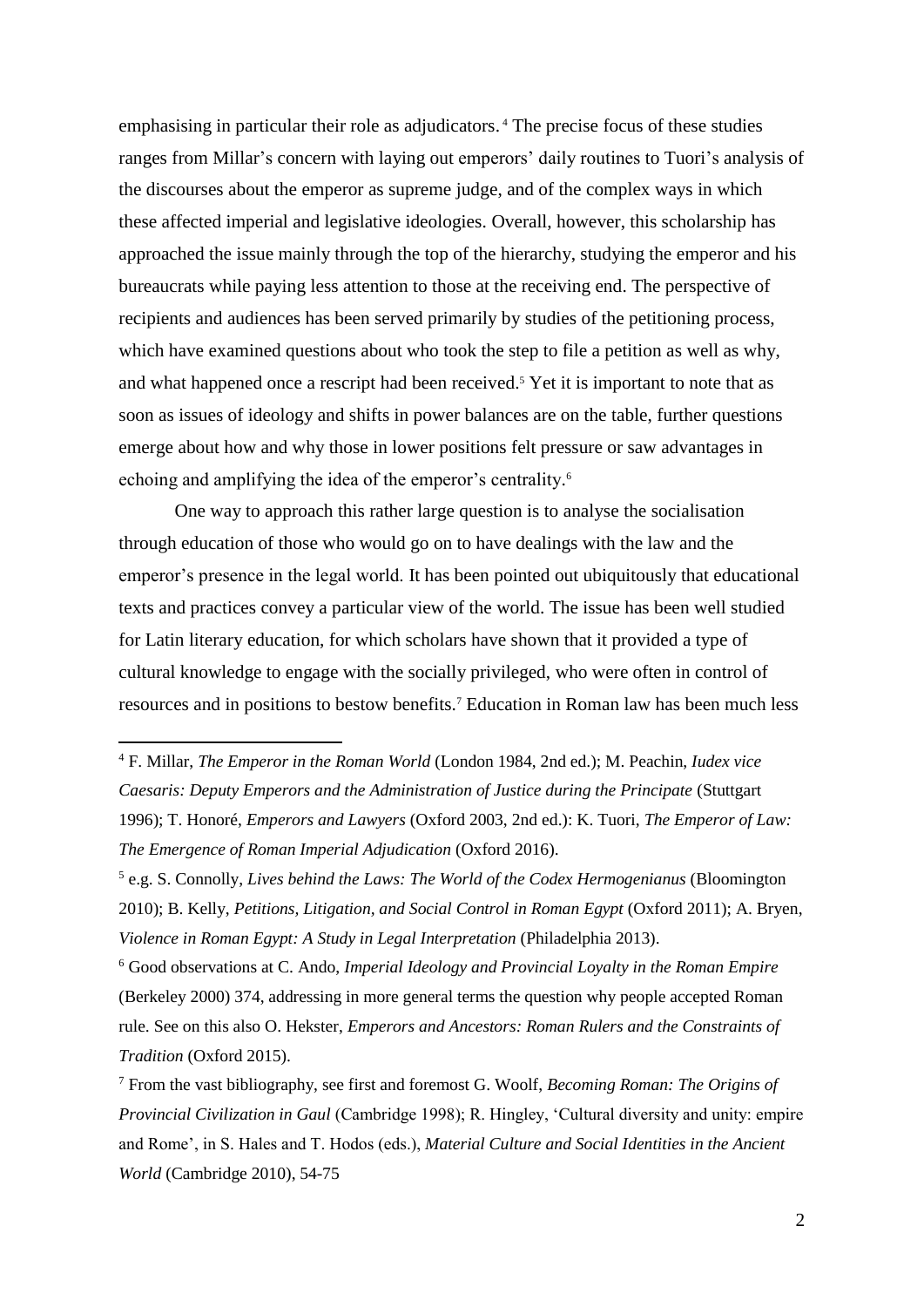emphasising in particular their role as adjudicators.[4] The precise focus of these studies ranges from Millar's concern with laying out emperors' daily routines to Tuori's analysis of the discourses about the emperor as supreme judge, and of the complex ways in which these affected imperial and legislative ideologies. Overall, however, this scholarship has approached the issue mainly through the top of the hierarchy, studying the emperor and his bureaucrats while paying less attention to those at the receiving end. The perspective of recipients and audiences has been served primarily by studies of the petitioning process, which have examined questions about who took the step to file a petition as well as why, and what happened once a rescript had been received.[5] Yet it is important to note that as soon as issues of ideology and shifts in power balances are on the table, further questions emerge about how and why those in lower positions felt pressure or saw advantages in echoing and amplifying the idea of the emperor's centrality.[6]

One way to approach this rather large question is to analyse the socialisation through education of those who would go on to have dealings with the law and the emperor's presence in the legal world. It has been pointed out ubiquitously that educational texts and practices convey a particular view of the world. The issue has been well studied for Latin literary education, for which scholars have shown that it provided a type of cultural knowledge to engage with the socially privileged, who were often in control of resources and in positions to bestow benefits.[7] Education in Roman law has been much less

---

[4] F. Millar, *The Emperor in the Roman World* (London 1984, 2nd ed.); M. Peachin, *Iudex vice Caesaris: Deputy Emperors and the Administration of Justice during the Principate* (Stuttgart 1996); T. Honoré, *Emperors and Lawyers* (Oxford 2003, 2nd ed.): K. Tuori, *The Emperor of Law: The Emergence of Roman Imperial Adjudication* (Oxford 2016).

[5] e.g. S. Connolly, *Lives behind the Laws: The World of the Codex Hermogenianus* (Bloomington 2010); B. Kelly, *Petitions, Litigation, and Social Control in Roman Egypt* (Oxford 2011); A. Bryen, *Violence in Roman Egypt: A Study in Legal Interpretation* (Philadelphia 2013).

[6] Good observations at C. Ando, *Imperial Ideology and Provincial Loyalty in the Roman Empire* (Berkeley 2000) 374, addressing in more general terms the question why people accepted Roman rule. See on this also O. Hekster, *Emperors and Ancestors: Roman Rulers and the Constraints of Tradition* (Oxford 2015).

[7] From the vast bibliography, see first and foremost G. Woolf, *Becoming Roman: The Origins of Provincial Civilization in Gaul* (Cambridge 1998); R. Hingley, 'Cultural diversity and unity: empire and Rome', in S. Hales and T. Hodos (eds.), *Material Culture and Social Identities in the Ancient World* (Cambridge 2010), 54-75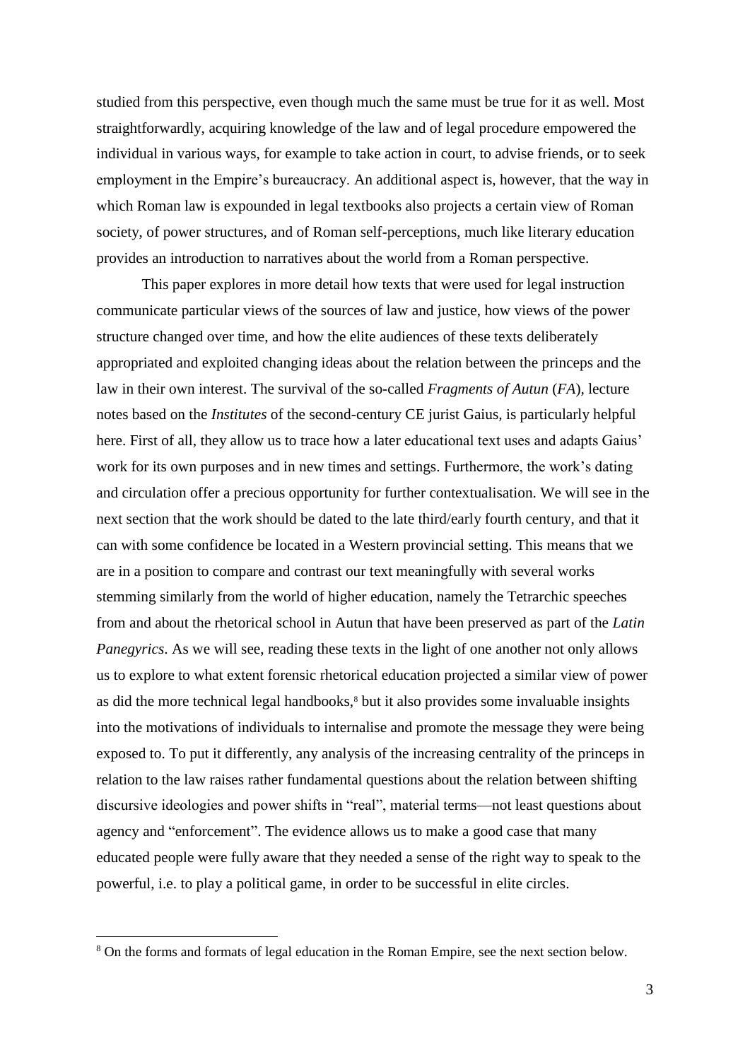studied from this perspective, even though much the same must be true for it as well. Most straightforwardly, acquiring knowledge of the law and of legal procedure empowered the individual in various ways, for example to take action in court, to advise friends, or to seek employment in the Empire's bureaucracy. An additional aspect is, however, that the way in which Roman law is expounded in legal textbooks also projects a certain view of Roman society, of power structures, and of Roman self-perceptions, much like literary education provides an introduction to narratives about the world from a Roman perspective.

This paper explores in more detail how texts that were used for legal instruction communicate particular views of the sources of law and justice, how views of the power structure changed over time, and how the elite audiences of these texts deliberately appropriated and exploited changing ideas about the relation between the princeps and the law in their own interest. The survival of the so-called *Fragments of Autun* (*FA*), lecture notes based on the *Institutes* of the second-century CE jurist Gaius, is particularly helpful here. First of all, they allow us to trace how a later educational text uses and adapts Gaius' work for its own purposes and in new times and settings. Furthermore, the work's dating and circulation offer a precious opportunity for further contextualisation. We will see in the next section that the work should be dated to the late third/early fourth century, and that it can with some confidence be located in a Western provincial setting. This means that we are in a position to compare and contrast our text meaningfully with several works stemming similarly from the world of higher education, namely the Tetrarchic speeches from and about the rhetorical school in Autun that have been preserved as part of the *Latin Panegyrics*. As we will see, reading these texts in the light of one another not only allows us to explore to what extent forensic rhetorical education projected a similar view of power as did the more technical legal handbooks,[8] but it also provides some invaluable insights into the motivations of individuals to internalise and promote the message they were being exposed to. To put it differently, any analysis of the increasing centrality of the princeps in relation to the law raises rather fundamental questions about the relation between shifting discursive ideologies and power shifts in "real", material terms—not least questions about agency and "enforcement". The evidence allows us to make a good case that many educated people were fully aware that they needed a sense of the right way to speak to the powerful, i.e. to play a political game, in order to be successful in elite circles.

[8] On the forms and formats of legal education in the Roman Empire, see the next section below.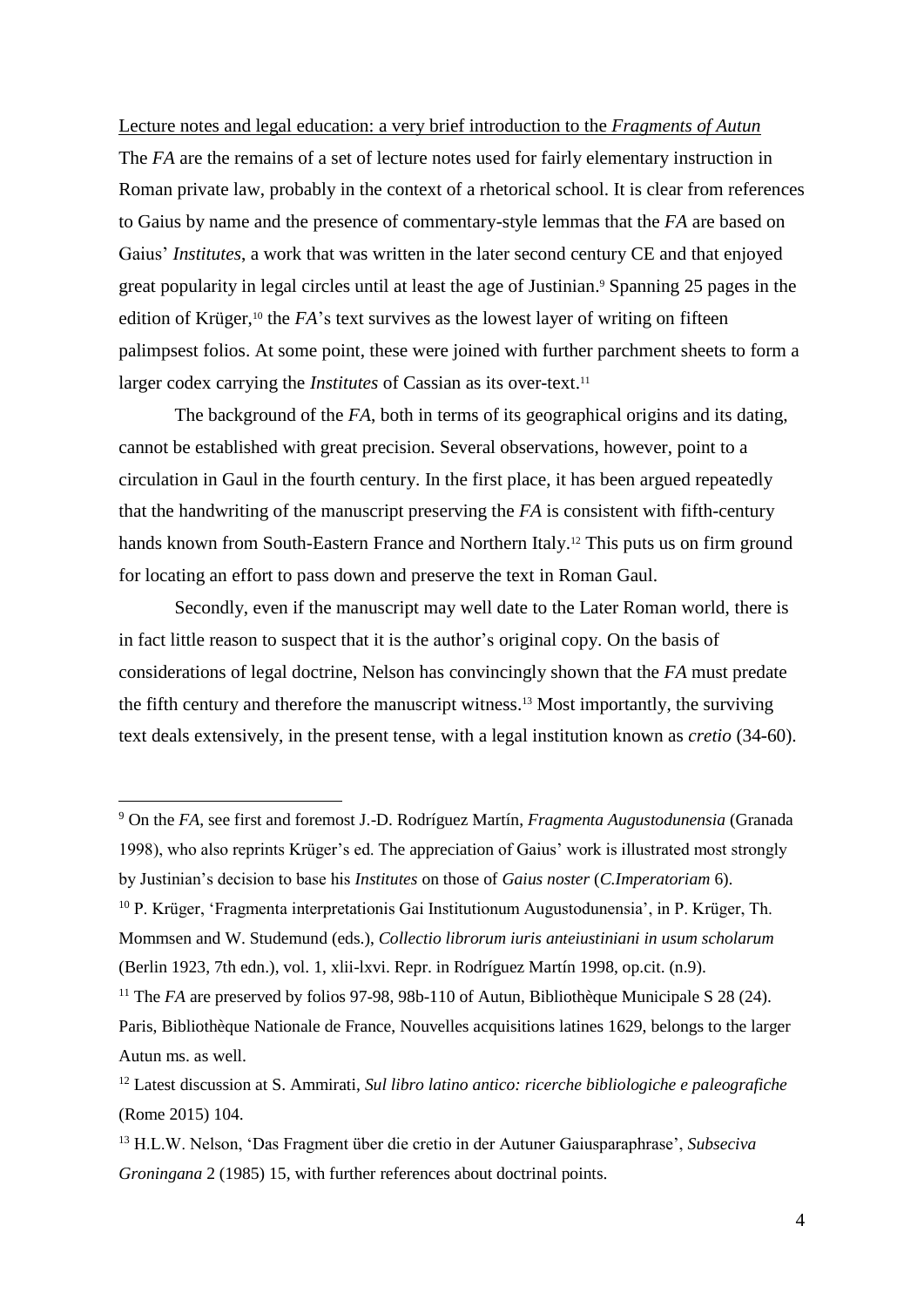Lecture notes and legal education: a very brief introduction to the *Fragments of Autun*

The *FA* are the remains of a set of lecture notes used for fairly elementary instruction in Roman private law, probably in the context of a rhetorical school. It is clear from references to Gaius by name and the presence of commentary-style lemmas that the *FA* are based on Gaius' *Institutes*, a work that was written in the later second century CE and that enjoyed great popularity in legal circles until at least the age of Justinian.[9] Spanning 25 pages in the edition of Krüger,[10] the *FA*'s text survives as the lowest layer of writing on fifteen palimpsest folios. At some point, these were joined with further parchment sheets to form a larger codex carrying the *Institutes* of Cassian as its over-text.[11]

The background of the *FA*, both in terms of its geographical origins and its dating, cannot be established with great precision. Several observations, however, point to a circulation in Gaul in the fourth century. In the first place, it has been argued repeatedly that the handwriting of the manuscript preserving the *FA* is consistent with fifth-century hands known from South-Eastern France and Northern Italy.[12] This puts us on firm ground for locating an effort to pass down and preserve the text in Roman Gaul.

Secondly, even if the manuscript may well date to the Later Roman world, there is in fact little reason to suspect that it is the author's original copy. On the basis of considerations of legal doctrine, Nelson has convincingly shown that the *FA* must predate the fifth century and therefore the manuscript witness.[13] Most importantly, the surviving text deals extensively, in the present tense, with a legal institution known as *cretio* (34-60).

---

[9] On the *FA*, see first and foremost J.-D. Rodríguez Martín, *Fragmenta Augustodunensia* (Granada 1998), who also reprints Krüger's ed. The appreciation of Gaius' work is illustrated most strongly by Justinian's decision to base his *Institutes* on those of *Gaius noster* (*C.Imperatoriam* 6).

[10] P. Krüger, 'Fragmenta interpretationis Gai Institutionum Augustodunensia', in P. Krüger, Th. Mommsen and W. Studemund (eds.), *Collectio librorum iuris anteiustiniani in usum scholarum* (Berlin 1923, 7th edn.), vol. 1, xlii-lxvi. Repr. in Rodríguez Martín 1998, op.cit. (n.9).

[11] The *FA* are preserved by folios 97-98, 98b-110 of Autun, Bibliothèque Municipale S 28 (24). Paris, Bibliothèque Nationale de France, Nouvelles acquisitions latines 1629, belongs to the larger Autun ms. as well.

[12] Latest discussion at S. Ammirati, *Sul libro latino antico: ricerche bibliologiche e paleografiche* (Rome 2015) 104.

[13] H.L.W. Nelson, 'Das Fragment über die cretio in der Autuner Gaiusparaphrase', *Subseciva Groningana* 2 (1985) 15, with further references about doctrinal points.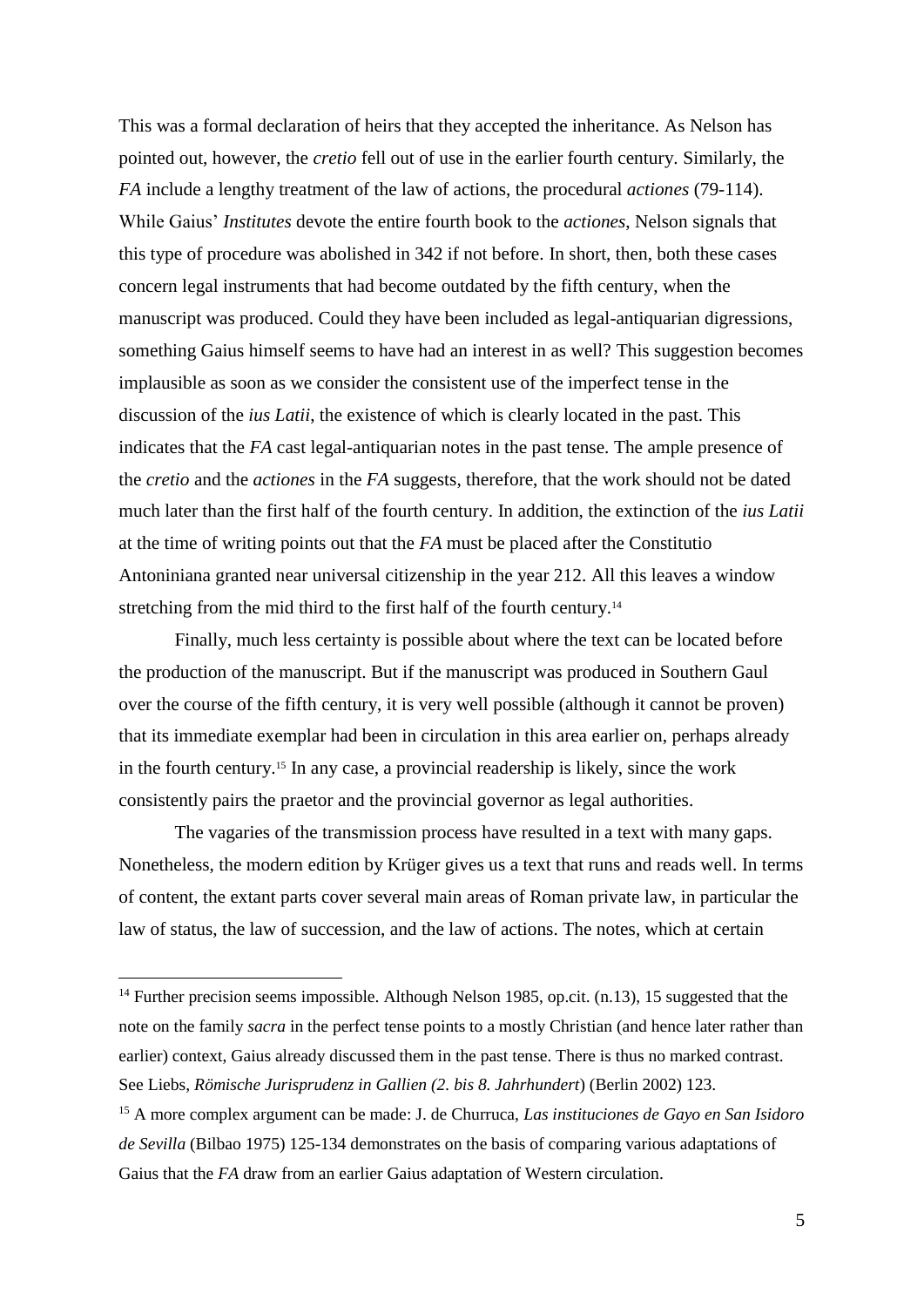This was a formal declaration of heirs that they accepted the inheritance. As Nelson has pointed out, however, the *cretio* fell out of use in the earlier fourth century. Similarly, the *FA* include a lengthy treatment of the law of actions, the procedural *actiones* (79-114). While Gaius' *Institutes* devote the entire fourth book to the *actiones*, Nelson signals that this type of procedure was abolished in 342 if not before. In short, then, both these cases concern legal instruments that had become outdated by the fifth century, when the manuscript was produced. Could they have been included as legal-antiquarian digressions, something Gaius himself seems to have had an interest in as well? This suggestion becomes implausible as soon as we consider the consistent use of the imperfect tense in the discussion of the *ius Latii*, the existence of which is clearly located in the past. This indicates that the *FA* cast legal-antiquarian notes in the past tense. The ample presence of the *cretio* and the *actiones* in the *FA* suggests, therefore, that the work should not be dated much later than the first half of the fourth century. In addition, the extinction of the *ius Latii* at the time of writing points out that the *FA* must be placed after the Constitutio Antoniniana granted near universal citizenship in the year 212. All this leaves a window stretching from the mid third to the first half of the fourth century.[14]

Finally, much less certainty is possible about where the text can be located before the production of the manuscript. But if the manuscript was produced in Southern Gaul over the course of the fifth century, it is very well possible (although it cannot be proven) that its immediate exemplar had been in circulation in this area earlier on, perhaps already in the fourth century.[15] In any case, a provincial readership is likely, since the work consistently pairs the praetor and the provincial governor as legal authorities.

The vagaries of the transmission process have resulted in a text with many gaps. Nonetheless, the modern edition by Krüger gives us a text that runs and reads well. In terms of content, the extant parts cover several main areas of Roman private law, in particular the law of status, the law of succession, and the law of actions. The notes, which at certain

---

[14] Further precision seems impossible. Although Nelson 1985, op.cit. (n.13), 15 suggested that the note on the family *sacra* in the perfect tense points to a mostly Christian (and hence later rather than earlier) context, Gaius already discussed them in the past tense. There is thus no marked contrast. See Liebs, *Römische Jurisprudenz in Gallien (2. bis 8. Jahrhundert*) (Berlin 2002) 123.

[15] A more complex argument can be made: J. de Churruca, *Las instituciones de Gayo en San Isidoro de Sevilla* (Bilbao 1975) 125-134 demonstrates on the basis of comparing various adaptations of Gaius that the *FA* draw from an earlier Gaius adaptation of Western circulation.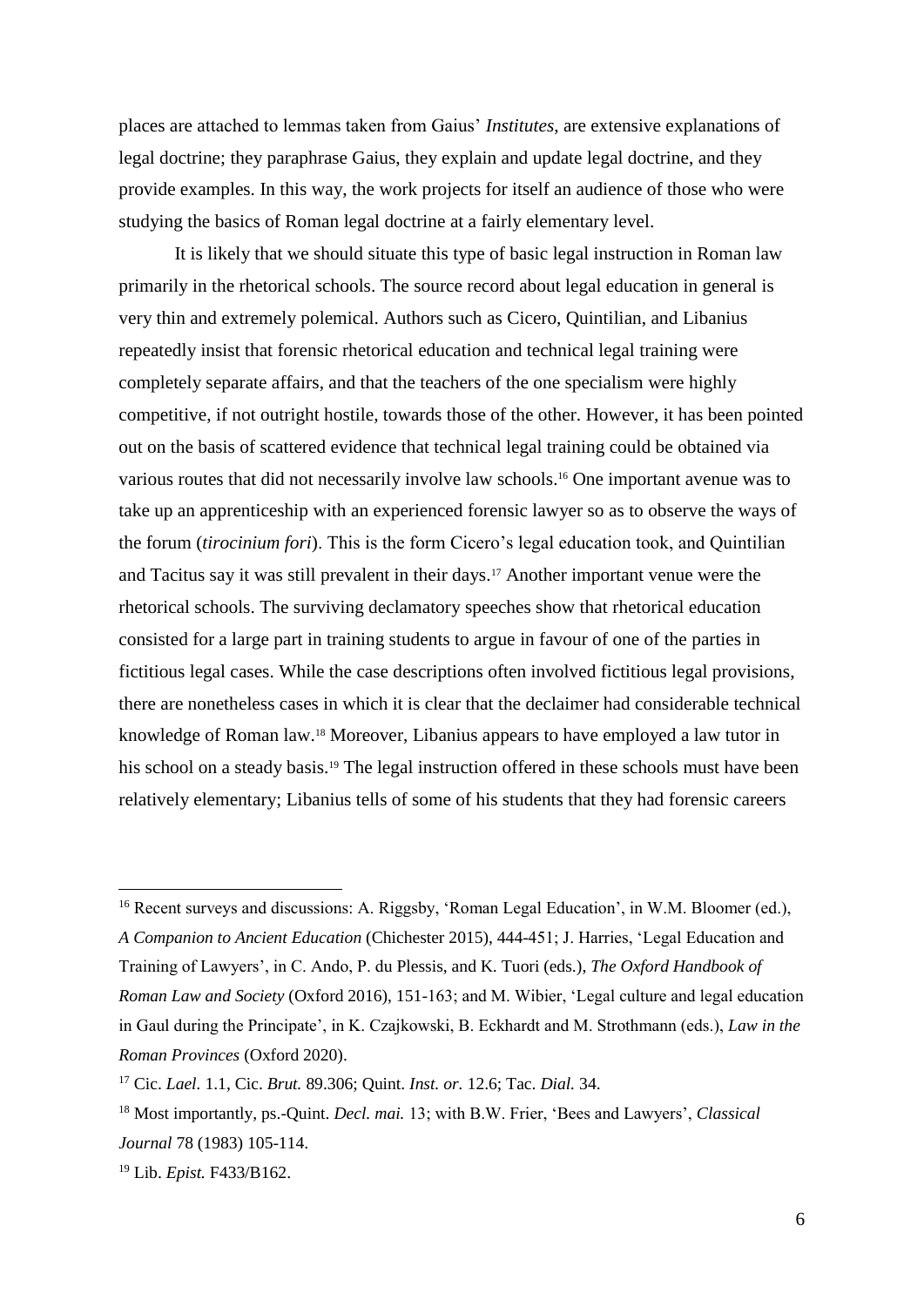places are attached to lemmas taken from Gaius' *Institutes*, are extensive explanations of legal doctrine; they paraphrase Gaius, they explain and update legal doctrine, and they provide examples. In this way, the work projects for itself an audience of those who were studying the basics of Roman legal doctrine at a fairly elementary level.

It is likely that we should situate this type of basic legal instruction in Roman law primarily in the rhetorical schools. The source record about legal education in general is very thin and extremely polemical. Authors such as Cicero, Quintilian, and Libanius repeatedly insist that forensic rhetorical education and technical legal training were completely separate affairs, and that the teachers of the one specialism were highly competitive, if not outright hostile, towards those of the other. However, it has been pointed out on the basis of scattered evidence that technical legal training could be obtained via various routes that did not necessarily involve law schools.[16] One important avenue was to take up an apprenticeship with an experienced forensic lawyer so as to observe the ways of the forum (*tirocinium fori*). This is the form Cicero's legal education took, and Quintilian and Tacitus say it was still prevalent in their days.[17] Another important venue were the rhetorical schools. The surviving declamatory speeches show that rhetorical education consisted for a large part in training students to argue in favour of one of the parties in fictitious legal cases. While the case descriptions often involved fictitious legal provisions, there are nonetheless cases in which it is clear that the declaimer had considerable technical knowledge of Roman law.[18] Moreover, Libanius appears to have employed a law tutor in his school on a steady basis.[19] The legal instruction offered in these schools must have been relatively elementary; Libanius tells of some of his students that they had forensic careers

---

[16] Recent surveys and discussions: A. Riggsby, 'Roman Legal Education', in W.M. Bloomer (ed.), *A Companion to Ancient Education* (Chichester 2015), 444-451; J. Harries, 'Legal Education and Training of Lawyers', in C. Ando, P. du Plessis, and K. Tuori (eds.), *The Oxford Handbook of Roman Law and Society* (Oxford 2016), 151-163; and M. Wibier, 'Legal culture and legal education in Gaul during the Principate', in K. Czajkowski, B. Eckhardt and M. Strothmann (eds.), *Law in the Roman Provinces* (Oxford 2020).

[17] Cic. *Lael.* 1.1, Cic. *Brut.* 89.306; Quint. *Inst. or.* 12.6; Tac. *Dial.* 34.

[18] Most importantly, ps.-Quint. *Decl. mai.* 13; with B.W. Frier, 'Bees and Lawyers', *Classical Journal* 78 (1983) 105-114.

[19] Lib. *Epist.* F433/B162.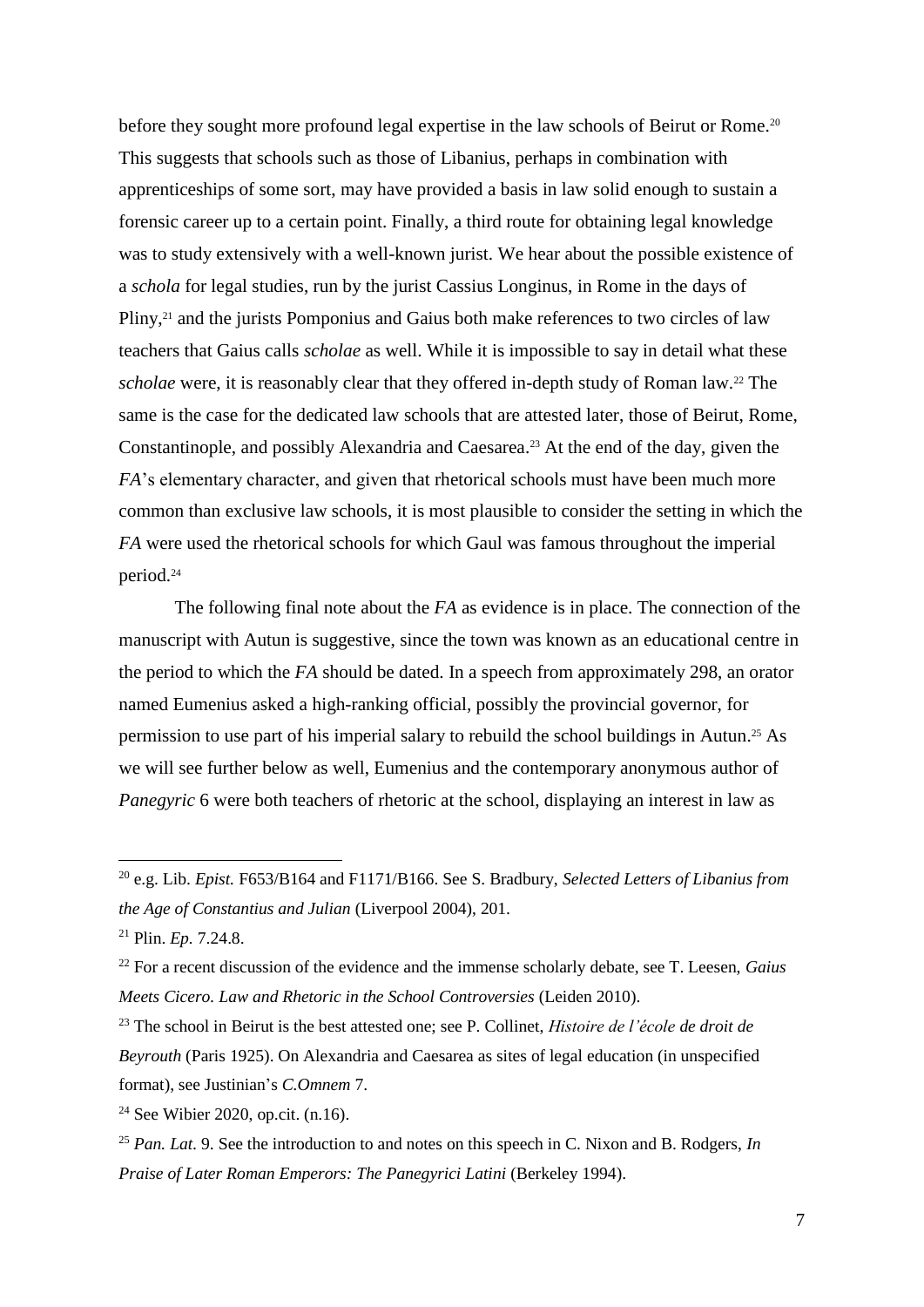before they sought more profound legal expertise in the law schools of Beirut or Rome.[20] This suggests that schools such as those of Libanius, perhaps in combination with apprenticeships of some sort, may have provided a basis in law solid enough to sustain a forensic career up to a certain point. Finally, a third route for obtaining legal knowledge was to study extensively with a well-known jurist. We hear about the possible existence of a *schola* for legal studies, run by the jurist Cassius Longinus, in Rome in the days of Pliny,[21] and the jurists Pomponius and Gaius both make references to two circles of law teachers that Gaius calls *scholae* as well. While it is impossible to say in detail what these *scholae* were, it is reasonably clear that they offered in-depth study of Roman law.[22] The same is the case for the dedicated law schools that are attested later, those of Beirut, Rome, Constantinople, and possibly Alexandria and Caesarea.[23] At the end of the day, given the *FA*'s elementary character, and given that rhetorical schools must have been much more common than exclusive law schools, it is most plausible to consider the setting in which the *FA* were used the rhetorical schools for which Gaul was famous throughout the imperial period.[24]

The following final note about the *FA* as evidence is in place. The connection of the manuscript with Autun is suggestive, since the town was known as an educational centre in the period to which the *FA* should be dated. In a speech from approximately 298, an orator named Eumenius asked a high-ranking official, possibly the provincial governor, for permission to use part of his imperial salary to rebuild the school buildings in Autun.[25] As we will see further below as well, Eumenius and the contemporary anonymous author of *Panegyric* 6 were both teachers of rhetoric at the school, displaying an interest in law as

---

[20] e.g. Lib. *Epist.* F653/B164 and F1171/B166. See S. Bradbury, *Selected Letters of Libanius from the Age of Constantius and Julian* (Liverpool 2004), 201.

[21] Plin. *Ep.* 7.24.8.

[22] For a recent discussion of the evidence and the immense scholarly debate, see T. Leesen, *Gaius Meets Cicero. Law and Rhetoric in the School Controversies* (Leiden 2010).

[23] The school in Beirut is the best attested one; see P. Collinet, *Histoire de l'école de droit de Beyrouth* (Paris 1925). On Alexandria and Caesarea as sites of legal education (in unspecified format), see Justinian's *C.Omnem* 7.

[24] See Wibier 2020, op.cit. (n.16).

[25] *Pan. Lat.* 9. See the introduction to and notes on this speech in C. Nixon and B. Rodgers, *In Praise of Later Roman Emperors: The Panegyrici Latini* (Berkeley 1994).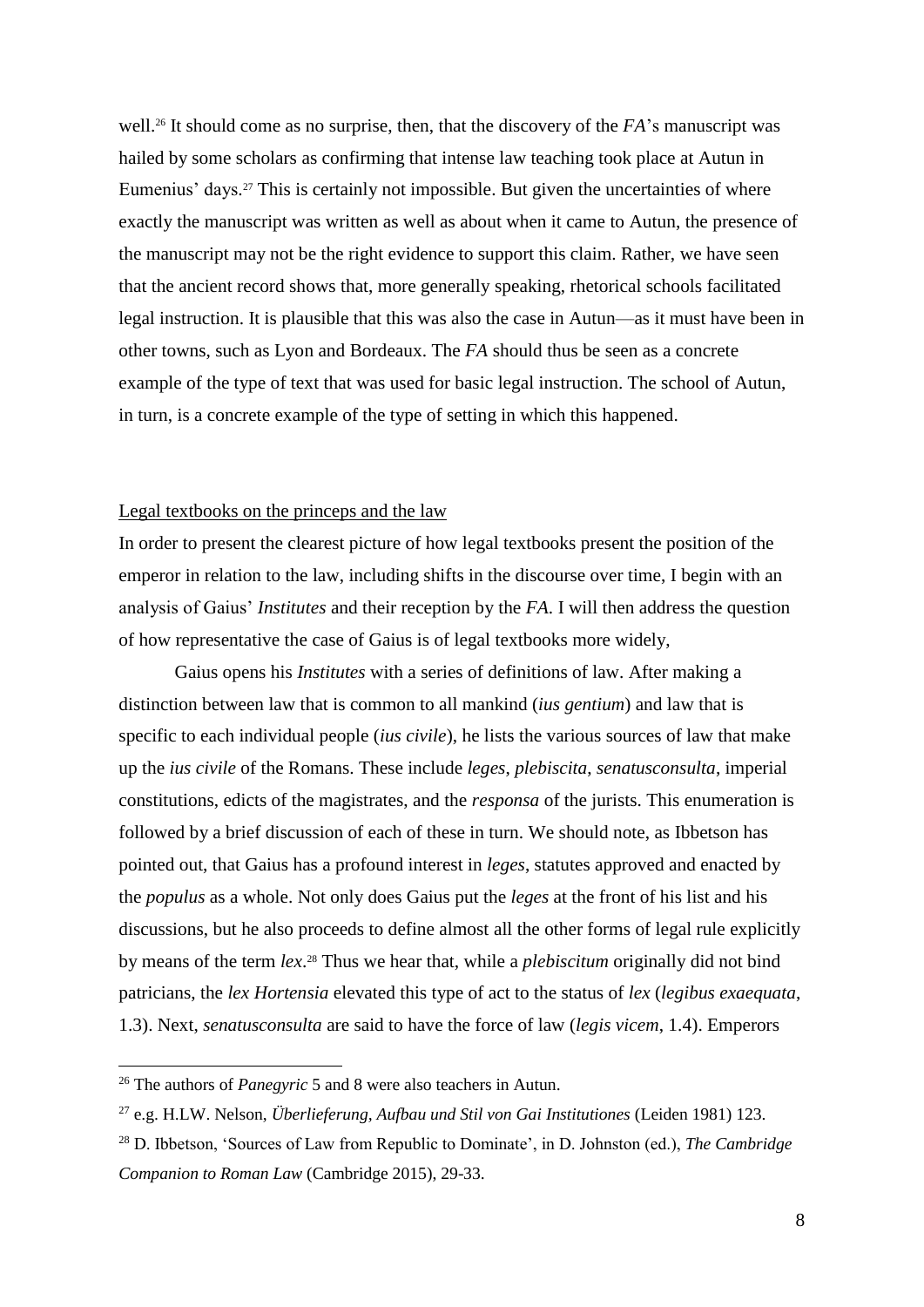well.[26] It should come as no surprise, then, that the discovery of the *FA*'s manuscript was hailed by some scholars as confirming that intense law teaching took place at Autun in Eumenius' days.[27] This is certainly not impossible. But given the uncertainties of where exactly the manuscript was written as well as about when it came to Autun, the presence of the manuscript may not be the right evidence to support this claim. Rather, we have seen that the ancient record shows that, more generally speaking, rhetorical schools facilitated legal instruction. It is plausible that this was also the case in Autun—as it must have been in other towns, such as Lyon and Bordeaux. The *FA* should thus be seen as a concrete example of the type of text that was used for basic legal instruction. The school of Autun, in turn, is a concrete example of the type of setting in which this happened.

## Legal textbooks on the princeps and the law

In order to present the clearest picture of how legal textbooks present the position of the emperor in relation to the law, including shifts in the discourse over time, I begin with an analysis of Gaius' *Institutes* and their reception by the *FA*. I will then address the question of how representative the case of Gaius is of legal textbooks more widely,

Gaius opens his *Institutes* with a series of definitions of law. After making a distinction between law that is common to all mankind (*ius gentium*) and law that is specific to each individual people (*ius civile*), he lists the various sources of law that make up the *ius civile* of the Romans. These include *leges*, *plebiscita*, *senatusconsulta*, imperial constitutions, edicts of the magistrates, and the *responsa* of the jurists. This enumeration is followed by a brief discussion of each of these in turn. We should note, as Ibbetson has pointed out, that Gaius has a profound interest in *leges*, statutes approved and enacted by the *populus* as a whole. Not only does Gaius put the *leges* at the front of his list and his discussions, but he also proceeds to define almost all the other forms of legal rule explicitly by means of the term *lex*.[28] Thus we hear that, while a *plebiscitum* originally did not bind patricians, the *lex Hortensia* elevated this type of act to the status of *lex* (*legibus exaequata*, 1.3). Next, *senatusconsulta* are said to have the force of law (*legis vicem*, 1.4). Emperors

---

[26] The authors of *Panegyric* 5 and 8 were also teachers in Autun.

[27] e.g. H.LW. Nelson, *Überlieferung, Aufbau und Stil von Gai Institutiones* (Leiden 1981) 123.

[28] D. Ibbetson, 'Sources of Law from Republic to Dominate', in D. Johnston (ed.), *The Cambridge Companion to Roman Law* (Cambridge 2015), 29-33.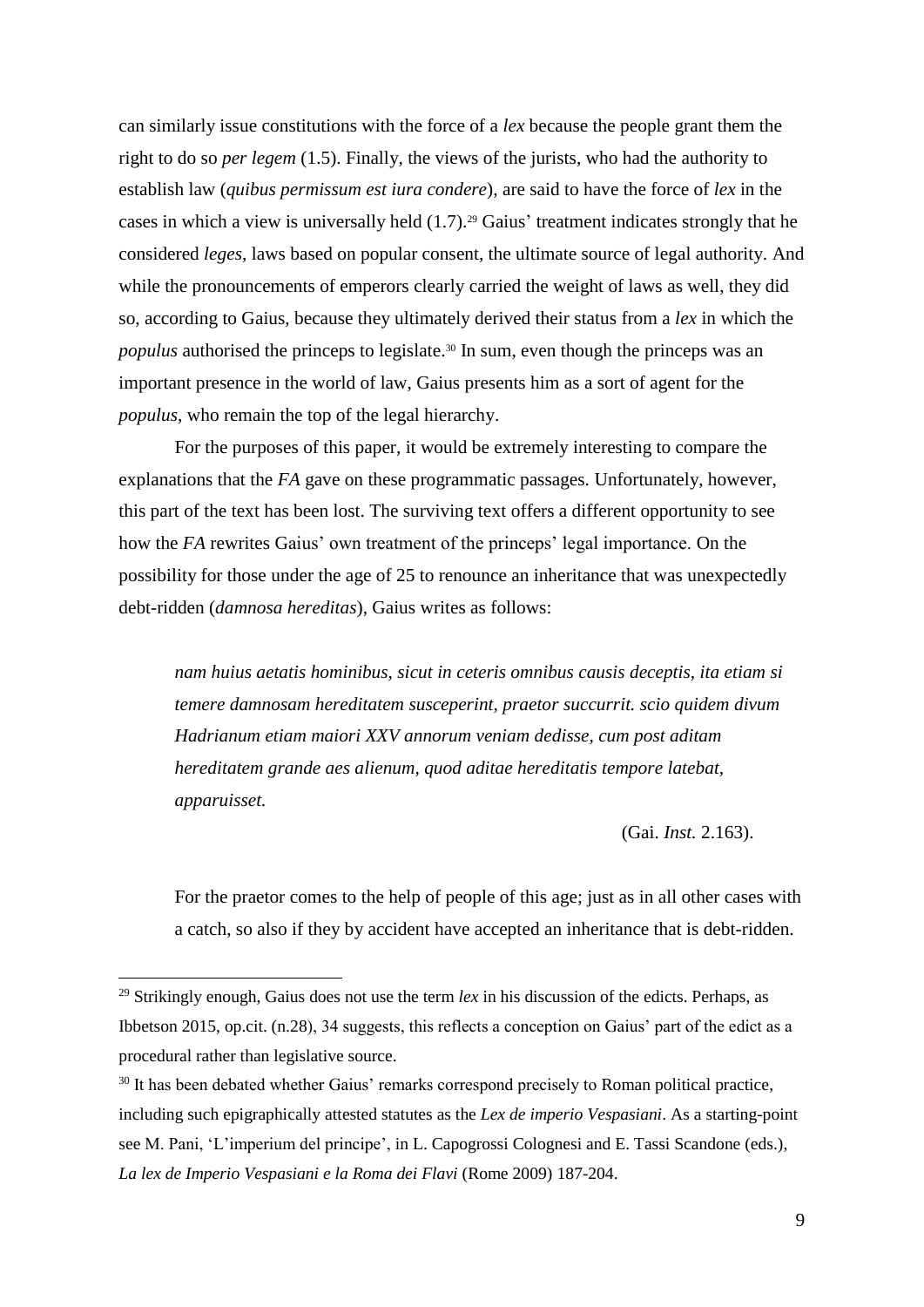can similarly issue constitutions with the force of a *lex* because the people grant them the right to do so *per legem* (1.5). Finally, the views of the jurists, who had the authority to establish law (*quibus permissum est iura condere*), are said to have the force of *lex* in the cases in which a view is universally held (1.7).[29] Gaius' treatment indicates strongly that he considered *leges*, laws based on popular consent, the ultimate source of legal authority. And while the pronouncements of emperors clearly carried the weight of laws as well, they did so, according to Gaius, because they ultimately derived their status from a *lex* in which the *populus* authorised the princeps to legislate.[30] In sum, even though the princeps was an important presence in the world of law, Gaius presents him as a sort of agent for the *populus*, who remain the top of the legal hierarchy.

For the purposes of this paper, it would be extremely interesting to compare the explanations that the *FA* gave on these programmatic passages. Unfortunately, however, this part of the text has been lost. The surviving text offers a different opportunity to see how the *FA* rewrites Gaius' own treatment of the princeps' legal importance. On the possibility for those under the age of 25 to renounce an inheritance that was unexpectedly debt-ridden (*damnosa hereditas*), Gaius writes as follows:

> *nam huius aetatis hominibus, sicut in ceteris omnibus causis deceptis, ita etiam si temere damnosam hereditatem susceperint, praetor succurrit. scio quidem divum Hadrianum etiam maiori XXV annorum veniam dedisse, cum post aditam hereditatem grande aes alienum, quod aditae hereditatis tempore latebat, apparuisset.*
>
> (Gai. *Inst.* 2.163).
>
> For the praetor comes to the help of people of this age; just as in all other cases with a catch, so also if they by accident have accepted an inheritance that is debt-ridden.

---

[29] Strikingly enough, Gaius does not use the term *lex* in his discussion of the edicts. Perhaps, as Ibbetson 2015, op.cit. (n.28), 34 suggests, this reflects a conception on Gaius' part of the edict as a procedural rather than legislative source.

[30] It has been debated whether Gaius' remarks correspond precisely to Roman political practice, including such epigraphically attested statutes as the *Lex de imperio Vespasiani*. As a starting-point see M. Pani, 'L'imperium del principe', in L. Capogrossi Colognesi and E. Tassi Scandone (eds.), *La lex de Imperio Vespasiani e la Roma dei Flavi* (Rome 2009) 187-204.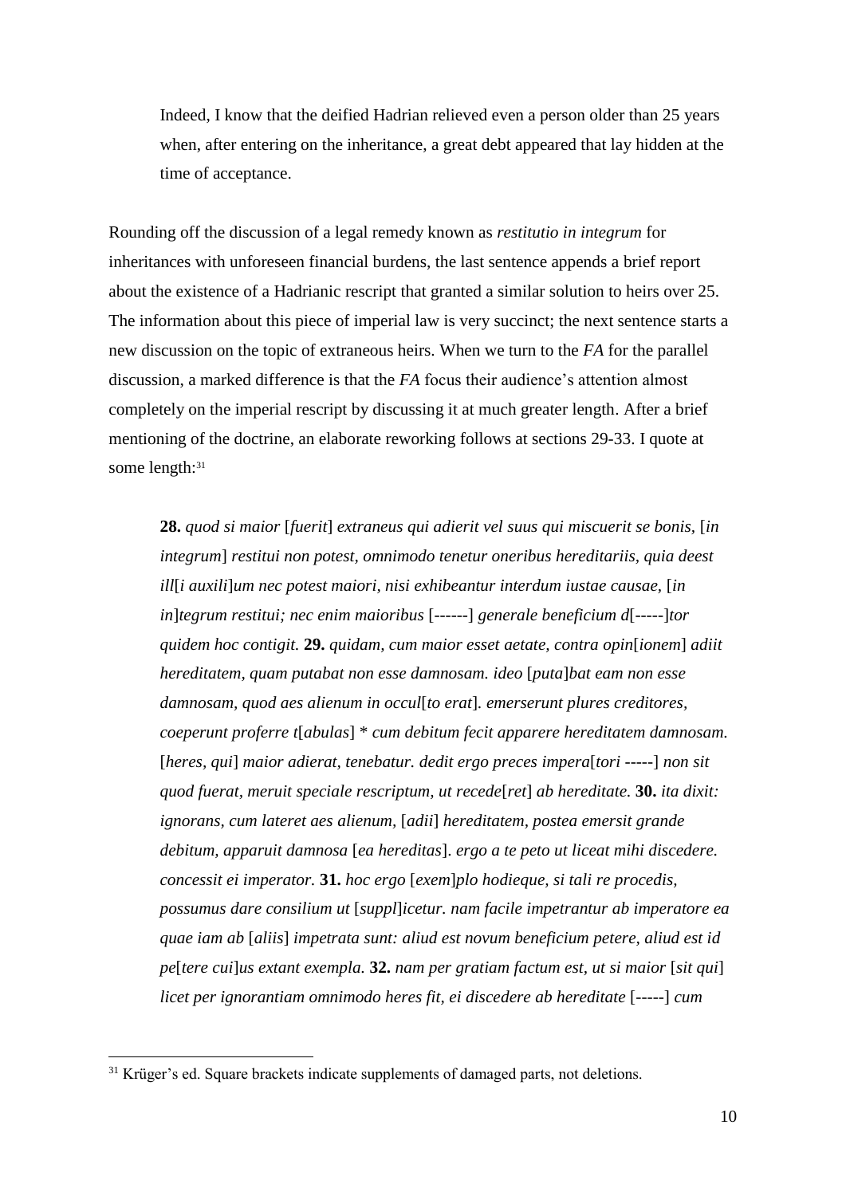> Indeed, I know that the deified Hadrian relieved even a person older than 25 years when, after entering on the inheritance, a great debt appeared that lay hidden at the time of acceptance.

Rounding off the discussion of a legal remedy known as *restitutio in integrum* for inheritances with unforeseen financial burdens, the last sentence appends a brief report about the existence of a Hadrianic rescript that granted a similar solution to heirs over 25. The information about this piece of imperial law is very succinct; the next sentence starts a new discussion on the topic of extraneous heirs. When we turn to the *FA* for the parallel discussion, a marked difference is that the *FA* focus their audience's attention almost completely on the imperial rescript by discussing it at much greater length. After a brief mentioning of the doctrine, an elaborate reworking follows at sections 29-33. I quote at some length:[31]

> **28.** *quod si maior* [*fuerit*] *extraneus qui adierit vel suus qui miscuerit se bonis,* [*in integrum*] *restitui non potest, omnimodo tenetur oneribus hereditariis, quia deest ill*[*i auxili*]*um nec potest maiori, nisi exhibeantur interdum iustae causae,* [*in in*]*tegrum restitui; nec enim maioribus* [------] *generale beneficium d*[-----]*tor quidem hoc contigit.* **29.** *quidam, cum maior esset aetate, contra opin*[*ionem*] *adiit hereditatem, quam putabat non esse damnosam. ideo* [*puta*]*bat eam non esse damnosam, quod aes alienum in occul*[*to erat*]*. emerserunt plures creditores, coeperunt proferre t*[*abulas*] * *cum debitum fecit apparere hereditatem damnosam.* [*heres, qui*] *maior adierat, tenebatur. dedit ergo preces impera*[*tori* -----] *non sit quod fuerat, meruit speciale rescriptum, ut recede*[*ret*] *ab hereditate.* **30.** *ita dixit: ignorans, cum lateret aes alienum,* [*adii*] *hereditatem, postea emersit grande debitum, apparuit damnosa* [*ea hereditas*]*. ergo a te peto ut liceat mihi discedere. concessit ei imperator.* **31.** *hoc ergo* [*exem*]*plo hodieque, si tali re procedis, possumus dare consilium ut* [*suppl*]*icetur. nam facile impetrantur ab imperatore ea quae iam ab* [*aliis*] *impetrata sunt: aliud est novum beneficium petere, aliud est id pe*[*tere cui*]*us extant exempla.* **32.** *nam per gratiam factum est, ut si maior* [*sit qui*] *licet per ignorantiam omnimodo heres fit, ei discedere ab hereditate* [-----] *cum*

[31] Krüger's ed. Square brackets indicate supplements of damaged parts, not deletions.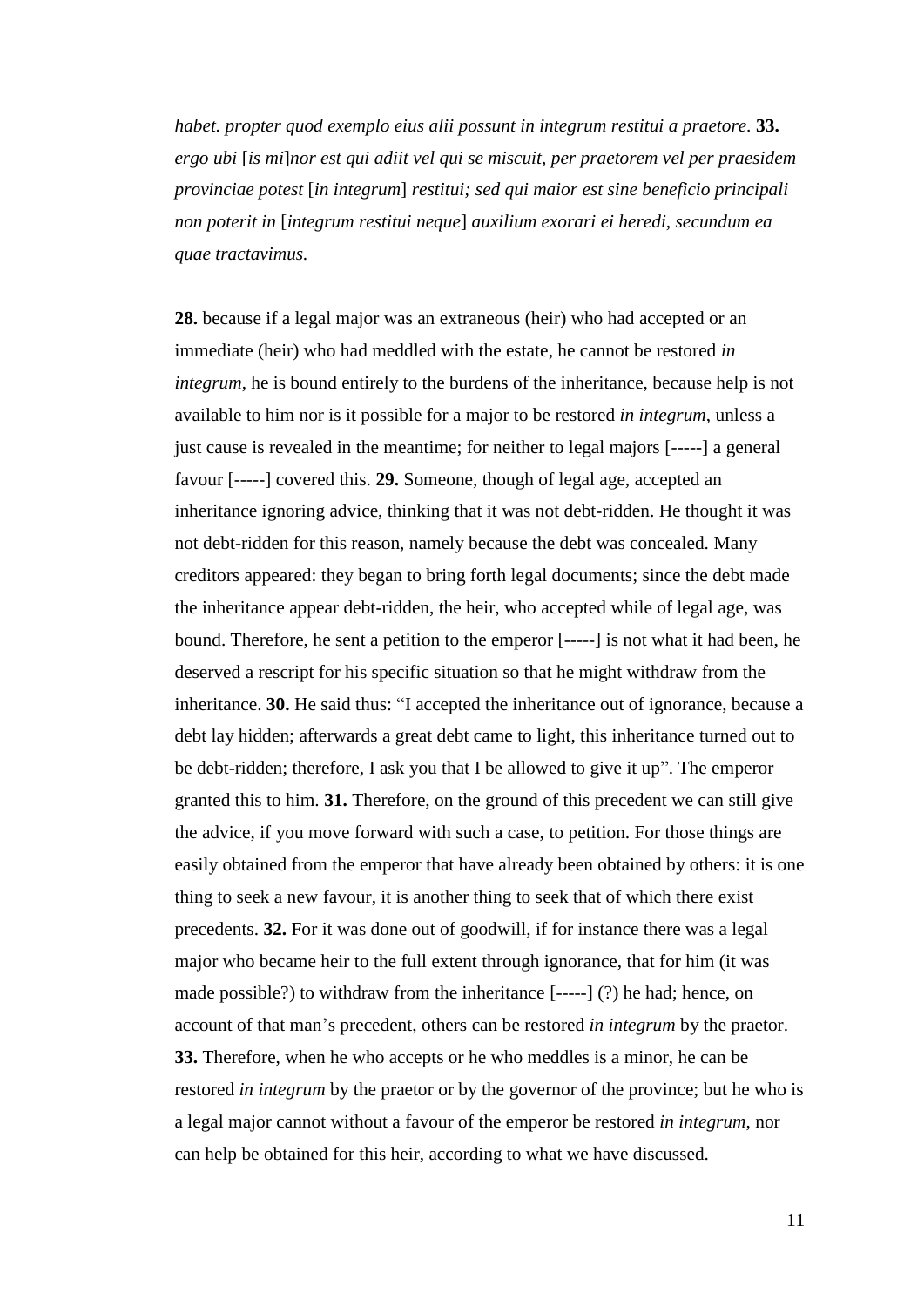*habet. propter quod exemplo eius alii possunt in integrum restitui a praetore.* **33.** *ergo ubi* [*is mi*]*nor est qui adiit vel qui se miscuit, per praetorem vel per praesidem provinciae potest* [*in integrum*] *restitui; sed qui maior est sine beneficio principali non poterit in* [*integrum restitui neque*] *auxilium exorari ei heredi, secundum ea quae tractavimus.*

**28.** because if a legal major was an extraneous (heir) who had accepted or an immediate (heir) who had meddled with the estate, he cannot be restored *in integrum*, he is bound entirely to the burdens of the inheritance, because help is not available to him nor is it possible for a major to be restored *in integrum*, unless a just cause is revealed in the meantime; for neither to legal majors [-----] a general favour [-----] covered this. **29.** Someone, though of legal age, accepted an inheritance ignoring advice, thinking that it was not debt-ridden. He thought it was not debt-ridden for this reason, namely because the debt was concealed. Many creditors appeared: they began to bring forth legal documents; since the debt made the inheritance appear debt-ridden, the heir, who accepted while of legal age, was bound. Therefore, he sent a petition to the emperor [-----] is not what it had been, he deserved a rescript for his specific situation so that he might withdraw from the inheritance. **30.** He said thus: "I accepted the inheritance out of ignorance, because a debt lay hidden; afterwards a great debt came to light, this inheritance turned out to be debt-ridden; therefore, I ask you that I be allowed to give it up". The emperor granted this to him. **31.** Therefore, on the ground of this precedent we can still give the advice, if you move forward with such a case, to petition. For those things are easily obtained from the emperor that have already been obtained by others: it is one thing to seek a new favour, it is another thing to seek that of which there exist precedents. **32.** For it was done out of goodwill, if for instance there was a legal major who became heir to the full extent through ignorance, that for him (it was made possible?) to withdraw from the inheritance [-----] (?) he had; hence, on account of that man's precedent, others can be restored *in integrum* by the praetor. **33.** Therefore, when he who accepts or he who meddles is a minor, he can be restored *in integrum* by the praetor or by the governor of the province; but he who is a legal major cannot without a favour of the emperor be restored *in integrum*, nor can help be obtained for this heir, according to what we have discussed.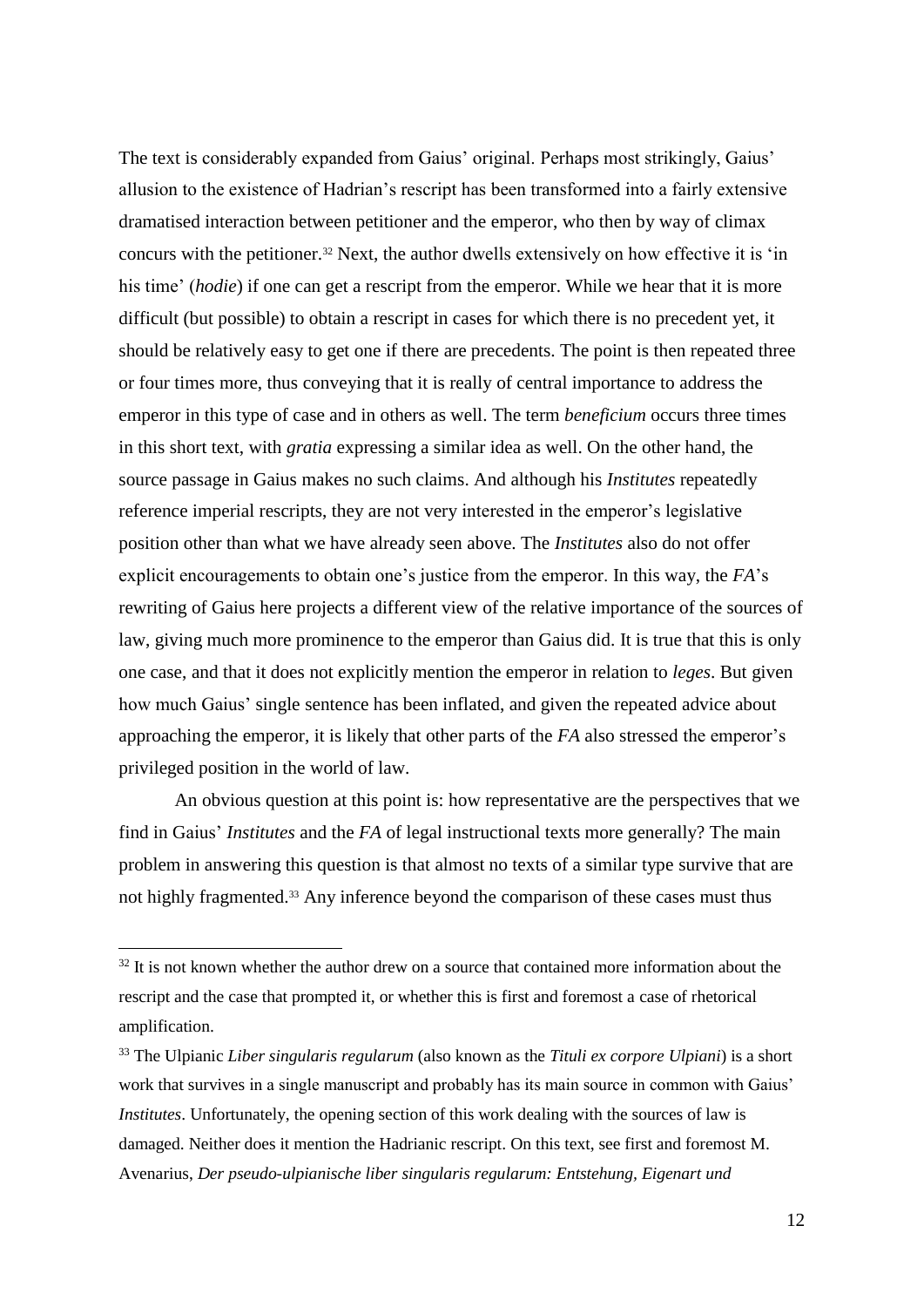The text is considerably expanded from Gaius' original. Perhaps most strikingly, Gaius' allusion to the existence of Hadrian's rescript has been transformed into a fairly extensive dramatised interaction between petitioner and the emperor, who then by way of climax concurs with the petitioner.[32] Next, the author dwells extensively on how effective it is 'in his time' (*hodie*) if one can get a rescript from the emperor. While we hear that it is more difficult (but possible) to obtain a rescript in cases for which there is no precedent yet, it should be relatively easy to get one if there are precedents. The point is then repeated three or four times more, thus conveying that it is really of central importance to address the emperor in this type of case and in others as well. The term *beneficium* occurs three times in this short text, with *gratia* expressing a similar idea as well. On the other hand, the source passage in Gaius makes no such claims. And although his *Institutes* repeatedly reference imperial rescripts, they are not very interested in the emperor's legislative position other than what we have already seen above. The *Institutes* also do not offer explicit encouragements to obtain one's justice from the emperor. In this way, the *FA*'s rewriting of Gaius here projects a different view of the relative importance of the sources of law, giving much more prominence to the emperor than Gaius did. It is true that this is only one case, and that it does not explicitly mention the emperor in relation to *leges*. But given how much Gaius' single sentence has been inflated, and given the repeated advice about approaching the emperor, it is likely that other parts of the *FA* also stressed the emperor's privileged position in the world of law.

An obvious question at this point is: how representative are the perspectives that we find in Gaius' *Institutes* and the *FA* of legal instructional texts more generally? The main problem in answering this question is that almost no texts of a similar type survive that are not highly fragmented.[33] Any inference beyond the comparison of these cases must thus

[32] It is not known whether the author drew on a source that contained more information about the rescript and the case that prompted it, or whether this is first and foremost a case of rhetorical amplification.

[33] The Ulpianic *Liber singularis regularum* (also known as the *Tituli ex corpore Ulpiani*) is a short work that survives in a single manuscript and probably has its main source in common with Gaius' *Institutes*. Unfortunately, the opening section of this work dealing with the sources of law is damaged. Neither does it mention the Hadrianic rescript. On this text, see first and foremost M. Avenarius, *Der pseudo-ulpianische liber singularis regularum: Entstehung, Eigenart und*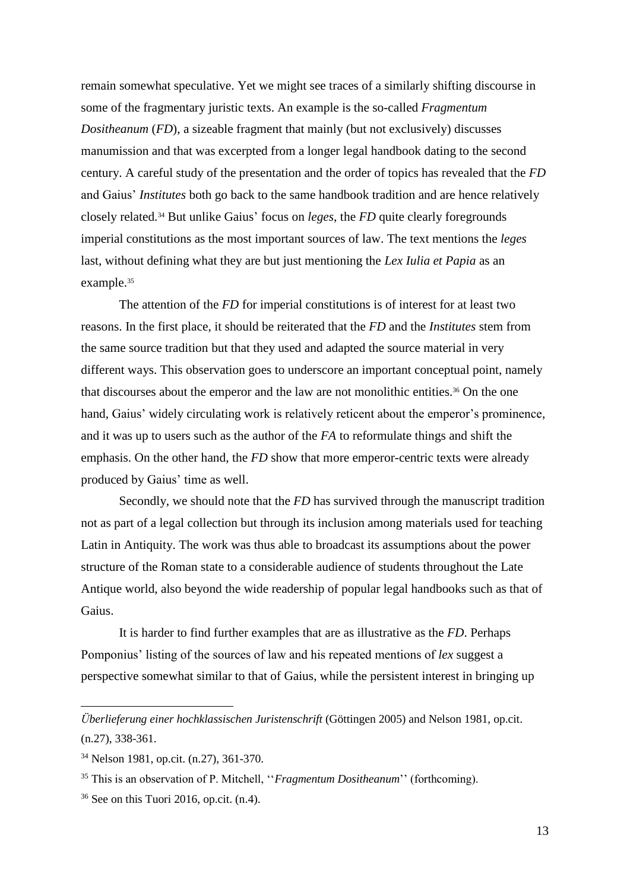remain somewhat speculative. Yet we might see traces of a similarly shifting discourse in some of the fragmentary juristic texts. An example is the so-called *Fragmentum Dositheanum* (*FD*), a sizeable fragment that mainly (but not exclusively) discusses manumission and that was excerpted from a longer legal handbook dating to the second century. A careful study of the presentation and the order of topics has revealed that the *FD* and Gaius' *Institutes* both go back to the same handbook tradition and are hence relatively closely related.[34] But unlike Gaius' focus on *leges*, the *FD* quite clearly foregrounds imperial constitutions as the most important sources of law. The text mentions the *leges* last, without defining what they are but just mentioning the *Lex Iulia et Papia* as an example.[35]

The attention of the *FD* for imperial constitutions is of interest for at least two reasons. In the first place, it should be reiterated that the *FD* and the *Institutes* stem from the same source tradition but that they used and adapted the source material in very different ways. This observation goes to underscore an important conceptual point, namely that discourses about the emperor and the law are not monolithic entities.[36] On the one hand, Gaius' widely circulating work is relatively reticent about the emperor's prominence, and it was up to users such as the author of the *FA* to reformulate things and shift the emphasis. On the other hand, the *FD* show that more emperor-centric texts were already produced by Gaius' time as well.

Secondly, we should note that the *FD* has survived through the manuscript tradition not as part of a legal collection but through its inclusion among materials used for teaching Latin in Antiquity. The work was thus able to broadcast its assumptions about the power structure of the Roman state to a considerable audience of students throughout the Late Antique world, also beyond the wide readership of popular legal handbooks such as that of Gaius.

It is harder to find further examples that are as illustrative as the *FD*. Perhaps Pomponius' listing of the sources of law and his repeated mentions of *lex* suggest a perspective somewhat similar to that of Gaius, while the persistent interest in bringing up

---

*Überlieferung einer hochklassischen Juristenschrift* (Göttingen 2005) and Nelson 1981, op.cit. (n.27), 338-361.

[34] Nelson 1981, op.cit. (n.27), 361-370.

[35] This is an observation of P. Mitchell, ''*Fragmentum Dositheanum*'' (forthcoming).

[36] See on this Tuori 2016, op.cit. (n.4).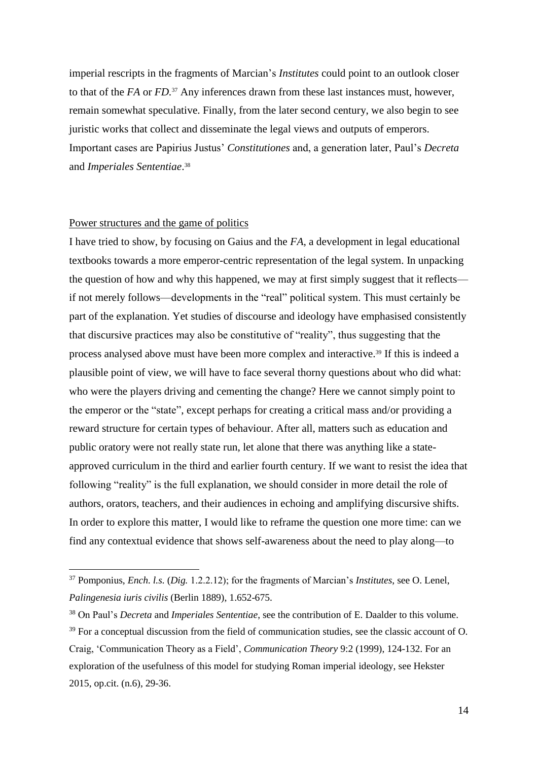imperial rescripts in the fragments of Marcian's *Institutes* could point to an outlook closer to that of the *FA* or *FD*.[37] Any inferences drawn from these last instances must, however, remain somewhat speculative. Finally, from the later second century, we also begin to see juristic works that collect and disseminate the legal views and outputs of emperors. Important cases are Papirius Justus' *Constitutiones* and, a generation later, Paul's *Decreta* and *Imperiales Sententiae*.[38]

## Power structures and the game of politics

I have tried to show, by focusing on Gaius and the *FA*, a development in legal educational textbooks towards a more emperor-centric representation of the legal system. In unpacking the question of how and why this happened, we may at first simply suggest that it reflects—if not merely follows—developments in the "real" political system. This must certainly be part of the explanation. Yet studies of discourse and ideology have emphasised consistently that discursive practices may also be constitutive of "reality", thus suggesting that the process analysed above must have been more complex and interactive.[39] If this is indeed a plausible point of view, we will have to face several thorny questions about who did what: who were the players driving and cementing the change? Here we cannot simply point to the emperor or the "state", except perhaps for creating a critical mass and/or providing a reward structure for certain types of behaviour. After all, matters such as education and public oratory were not really state run, let alone that there was anything like a state-approved curriculum in the third and earlier fourth century. If we want to resist the idea that following "reality" is the full explanation, we should consider in more detail the role of authors, orators, teachers, and their audiences in echoing and amplifying discursive shifts. In order to explore this matter, I would like to reframe the question one more time: can we find any contextual evidence that shows self-awareness about the need to play along—to

---

[37] Pomponius, *Ench. l.s.* (*Dig.* 1.2.2.12); for the fragments of Marcian's *Institutes*, see O. Lenel, *Palingenesia iuris civilis* (Berlin 1889), 1.652-675.

[38] On Paul's *Decreta* and *Imperiales Sententiae*, see the contribution of E. Daalder to this volume.

[39] For a conceptual discussion from the field of communication studies, see the classic account of O. Craig, 'Communication Theory as a Field', *Communication Theory* 9:2 (1999), 124-132. For an exploration of the usefulness of this model for studying Roman imperial ideology, see Hekster 2015, op.cit. (n.6), 29-36.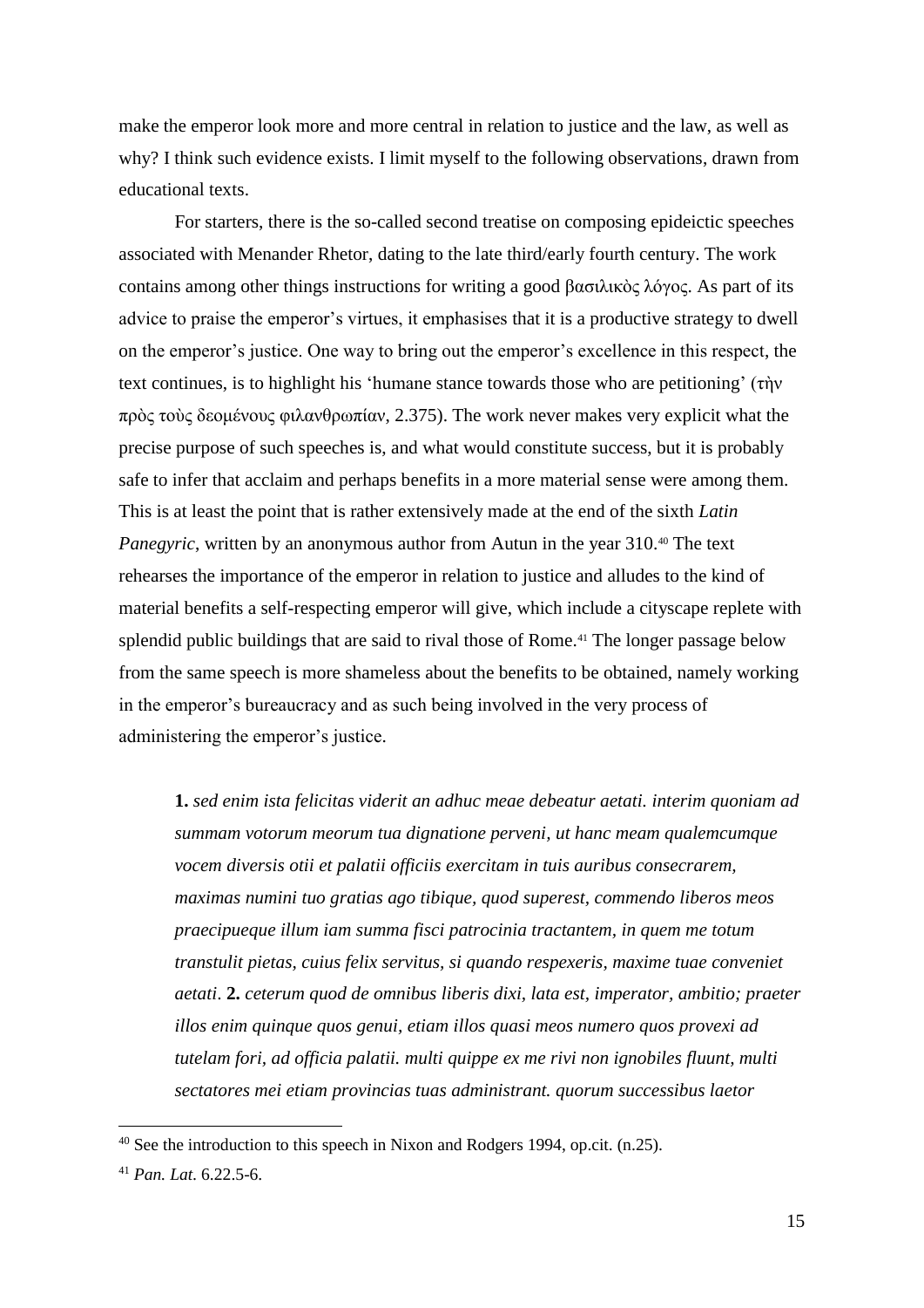make the emperor look more and more central in relation to justice and the law, as well as why? I think such evidence exists. I limit myself to the following observations, drawn from educational texts.

For starters, there is the so-called second treatise on composing epideictic speeches associated with Menander Rhetor, dating to the late third/early fourth century. The work contains among other things instructions for writing a good βασιλικὸς λόγος. As part of its advice to praise the emperor's virtues, it emphasises that it is a productive strategy to dwell on the emperor's justice. One way to bring out the emperor's excellence in this respect, the text continues, is to highlight his 'humane stance towards those who are petitioning' (τὴν πρὸς τοὺς δεομένους φιλανθρωπίαν, 2.375). The work never makes very explicit what the precise purpose of such speeches is, and what would constitute success, but it is probably safe to infer that acclaim and perhaps benefits in a more material sense were among them. This is at least the point that is rather extensively made at the end of the sixth *Latin Panegyric*, written by an anonymous author from Autun in the year 310.[40] The text rehearses the importance of the emperor in relation to justice and alludes to the kind of material benefits a self-respecting emperor will give, which include a cityscape replete with splendid public buildings that are said to rival those of Rome.[41] The longer passage below from the same speech is more shameless about the benefits to be obtained, namely working in the emperor's bureaucracy and as such being involved in the very process of administering the emperor's justice.

> **1.** *sed enim ista felicitas viderit an adhuc meae debeatur aetati. interim quoniam ad summam votorum meorum tua dignatione perveni, ut hanc meam qualemcumque vocem diversis otii et palatii officiis exercitam in tuis auribus consecrarem, maximas numini tuo gratias ago tibique, quod superest, commendo liberos meos praecipueque illum iam summa fisci patrocinia tractantem, in quem me totum transtulit pietas, cuius felix servitus, si quando respexeris, maxime tuae conveniet aetati*. **2.** *ceterum quod de omnibus liberis dixi, lata est, imperator, ambitio; praeter illos enim quinque quos genui, etiam illos quasi meos numero quos provexi ad tutelam fori, ad officia palatii. multi quippe ex me rivi non ignobiles fluunt, multi sectatores mei etiam provincias tuas administrant. quorum successibus laetor*

[40] See the introduction to this speech in Nixon and Rodgers 1994, op.cit. (n.25).

[41] *Pan. Lat*. 6.22.5-6.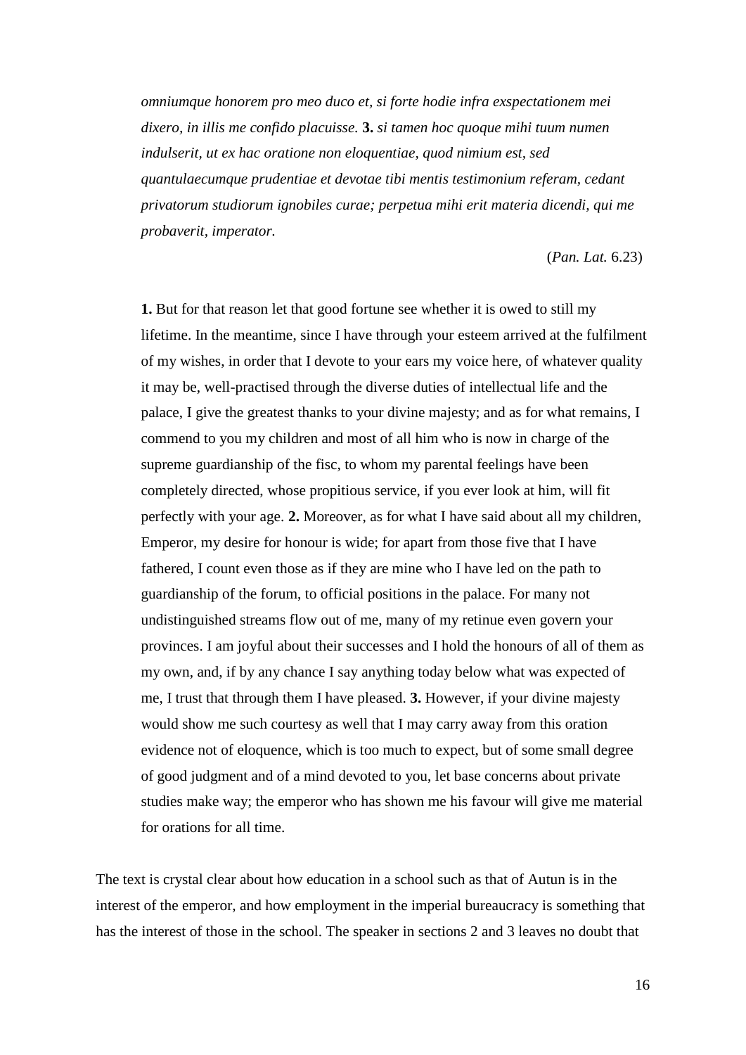*omniumque honorem pro meo duco et, si forte hodie infra exspectationem mei dixero, in illis me confido placuisse.* **3.** *si tamen hoc quoque mihi tuum numen indulserit, ut ex hac oratione non eloquentiae, quod nimium est, sed quantulaecumque prudentiae et devotae tibi mentis testimonium referam, cedant privatorum studiorum ignobiles curae; perpetua mihi erit materia dicendi, qui me probaverit, imperator.*

(*Pan. Lat.* 6.23)

**1.** But for that reason let that good fortune see whether it is owed to still my lifetime. In the meantime, since I have through your esteem arrived at the fulfilment of my wishes, in order that I devote to your ears my voice here, of whatever quality it may be, well-practised through the diverse duties of intellectual life and the palace, I give the greatest thanks to your divine majesty; and as for what remains, I commend to you my children and most of all him who is now in charge of the supreme guardianship of the fisc, to whom my parental feelings have been completely directed, whose propitious service, if you ever look at him, will fit perfectly with your age. **2.** Moreover, as for what I have said about all my children, Emperor, my desire for honour is wide; for apart from those five that I have fathered, I count even those as if they are mine who I have led on the path to guardianship of the forum, to official positions in the palace. For many not undistinguished streams flow out of me, many of my retinue even govern your provinces. I am joyful about their successes and I hold the honours of all of them as my own, and, if by any chance I say anything today below what was expected of me, I trust that through them I have pleased. **3.** However, if your divine majesty would show me such courtesy as well that I may carry away from this oration evidence not of eloquence, which is too much to expect, but of some small degree of good judgment and of a mind devoted to you, let base concerns about private studies make way; the emperor who has shown me his favour will give me material for orations for all time.

The text is crystal clear about how education in a school such as that of Autun is in the interest of the emperor, and how employment in the imperial bureaucracy is something that has the interest of those in the school. The speaker in sections 2 and 3 leaves no doubt that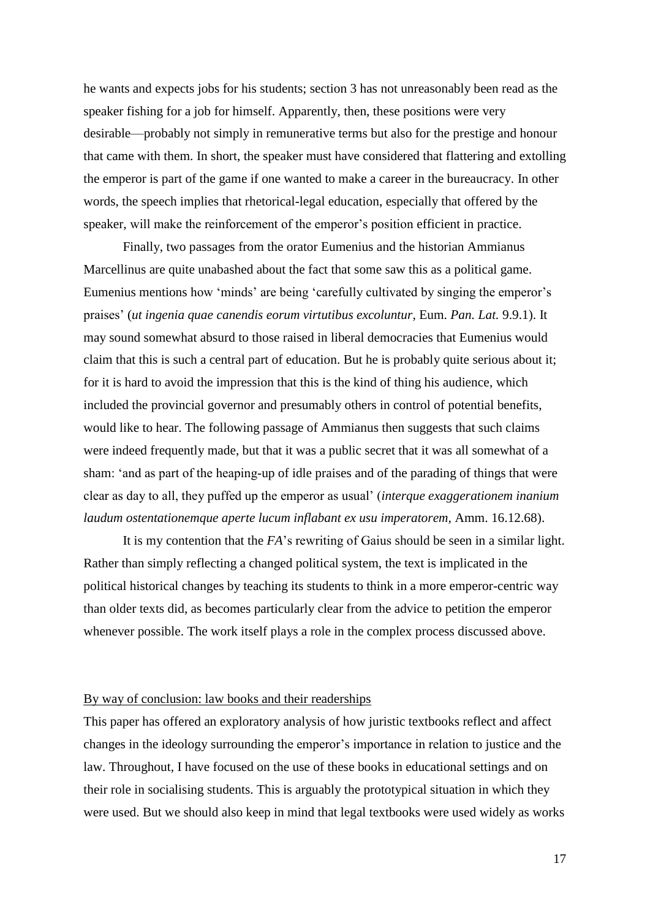he wants and expects jobs for his students; section 3 has not unreasonably been read as the speaker fishing for a job for himself. Apparently, then, these positions were very desirable—probably not simply in remunerative terms but also for the prestige and honour that came with them. In short, the speaker must have considered that flattering and extolling the emperor is part of the game if one wanted to make a career in the bureaucracy. In other words, the speech implies that rhetorical-legal education, especially that offered by the speaker, will make the reinforcement of the emperor's position efficient in practice.

Finally, two passages from the orator Eumenius and the historian Ammianus Marcellinus are quite unabashed about the fact that some saw this as a political game. Eumenius mentions how 'minds' are being 'carefully cultivated by singing the emperor's praises' (*ut ingenia quae canendis eorum virtutibus excoluntur*, Eum. *Pan. Lat.* 9.9.1). It may sound somewhat absurd to those raised in liberal democracies that Eumenius would claim that this is such a central part of education. But he is probably quite serious about it; for it is hard to avoid the impression that this is the kind of thing his audience, which included the provincial governor and presumably others in control of potential benefits, would like to hear. The following passage of Ammianus then suggests that such claims were indeed frequently made, but that it was a public secret that it was all somewhat of a sham: 'and as part of the heaping-up of idle praises and of the parading of things that were clear as day to all, they puffed up the emperor as usual' (*interque exaggerationem inanium laudum ostentationemque aperte lucum inflabant ex usu imperatorem*, Amm. 16.12.68).

It is my contention that the *FA*'s rewriting of Gaius should be seen in a similar light. Rather than simply reflecting a changed political system, the text is implicated in the political historical changes by teaching its students to think in a more emperor-centric way than older texts did, as becomes particularly clear from the advice to petition the emperor whenever possible. The work itself plays a role in the complex process discussed above.

## By way of conclusion: law books and their readerships

This paper has offered an exploratory analysis of how juristic textbooks reflect and affect changes in the ideology surrounding the emperor's importance in relation to justice and the law. Throughout, I have focused on the use of these books in educational settings and on their role in socialising students. This is arguably the prototypical situation in which they were used. But we should also keep in mind that legal textbooks were used widely as works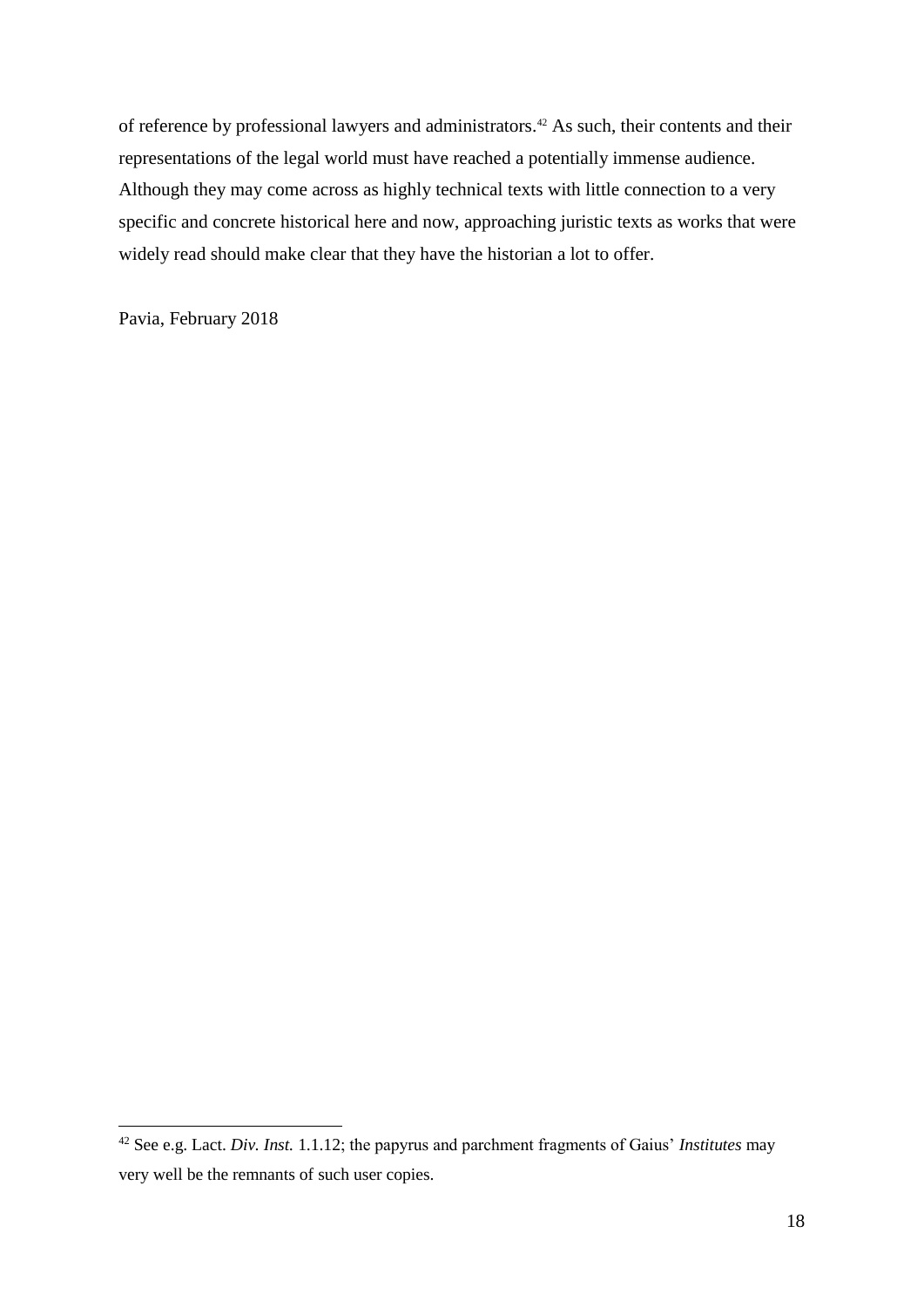of reference by professional lawyers and administrators.[42] As such, their contents and their representations of the legal world must have reached a potentially immense audience. Although they may come across as highly technical texts with little connection to a very specific and concrete historical here and now, approaching juristic texts as works that were widely read should make clear that they have the historian a lot to offer.

Pavia, February 2018

[42] See e.g. Lact. *Div. Inst.* 1.1.12; the papyrus and parchment fragments of Gaius' *Institutes* may very well be the remnants of such user copies.